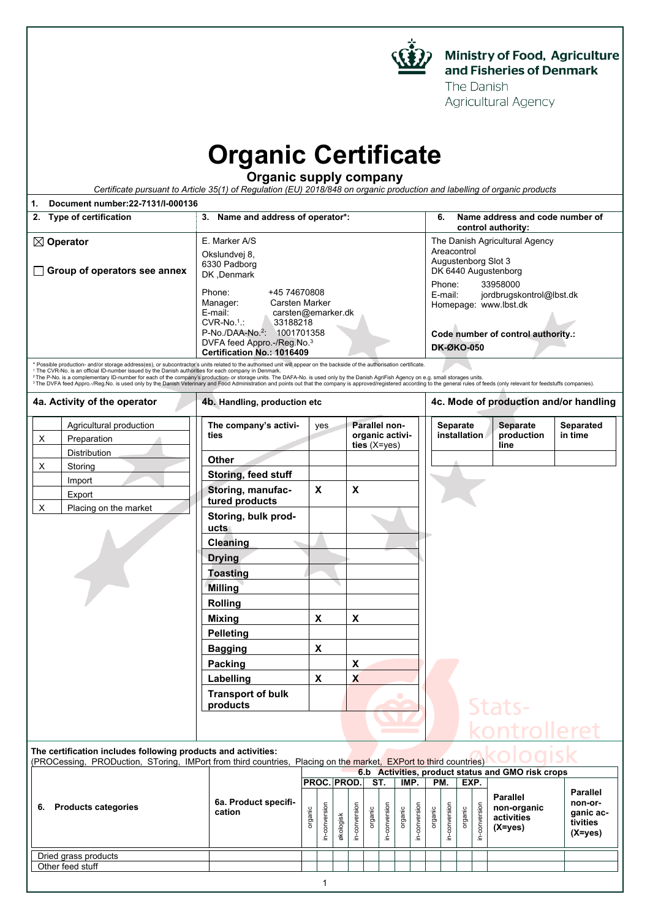Ministry of Food, Agriculture and Fisheries of Denmark
The Danish Agricultural Agency

# Organic Certificate

## Organic supply company

*Certificate pursuant to Article 35(1) of Regulation (EU) 2018/848 on organic production and labelling of organic products*

**1. Document number:22-7131/I-000136**

| 2. Type of certification | 3. Name and address of operator*: | 6. Name address and code number of control authority: |
|---|---|---|
| ☒ **Operator**<br><br>☐ **Group of operators see annex** | E. Marker A/S<br>Okslundvej 8,<br>6330 Padborg<br>DK ,Denmark<br><br>Phone: +45 74670808<br>Manager: Carsten Marker<br>E-mail: carsten@emarker.dk<br>CVR-No.[1]: 33188218<br>P-No./DAA-No.[2]: 1001701358<br>DVFA feed Appro.-/Reg.No.[3]<br>**Certification No.: 1016409** | The Danish Agricultural Agency<br>Areacontrol<br>Augustenborg Slot 3<br>DK 6440 Augustenborg<br><br>Phone: 33958000<br>E-mail: jordbrugskontrol@lbst.dk<br>Homepage: www.lbst.dk<br><br>**Code number of control authority.:**<br>**DK-ØKO-050** |

* Possible production- and/or storage address(es), or subcontractor's units related to the authorised unit will appear on the backside of the authorisation certificate.
[1] The CVR-No. is an official ID-number issued by the Danish authorities for each company in Denmark.
[2] The P-No. is a complementary ID-number for each of the company's production- or storage units. The DAFA-No. is used only by the Danish AgriFish Agency on e.g. small storages units.
[3] The DVFA feed Appro.-/Reg.No. is used only by the Danish Veterinary and Food Administration and points out that the company is approved/registered according to the general rules of feeds (only relevant for feedstuffs companies).

**4a. Activity of the operator**

| | |
|---|---|
| | Agricultural production |
| X | Preparation |
| | Distribution |
| X | Storing |
| | Import |
| | Export |
| X | Placing on the market |

**4b. Handling, production etc**

| The company's activities | yes | Parallel non-organic activities (X=yes) |
|---|---|---|
| Other | | |
| Storing, feed stuff | | |
| Storing, manufactured products | X | X |
| Storing, bulk products | | |
| Cleaning | | |
| Drying | | |
| Toasting | | |
| Milling | | |
| Rolling | | |
| Mixing | X | X |
| Pelleting | | |
| Bagging | X | |
| Packing | | X |
| Labelling | X | X |
| Transport of bulk products | | |

**4c. Mode of production and/or handling**

| Separate installation | Separate production line | Separated in time |
|---|---|---|
| | | |

**The certification includes following products and activities:**
(PROCessing, PRODuction, SToring, IMPort from third countries, Placing on the market, EXPort to third countries)

| 6. Products categories | 6a. Product specification | 6.b Activities, product status and GMO risk crops | | | | | | | | | | | | Parallel non-organic activities (X=yes) | Parallel non-organic activities (X=yes) |
|---|---|---|---|---|---|---|---|---|---|---|---|---|---|---|---|
| | | PROC. | | PROD. | | ST. | | IMP. | | PM. | | EXP. | | | |
| | | organic | in-conversion | økologisk | in-conversion | organic | in-conversion | organic | in-conversion | organic | in-conversion | organic | in-conversion | | |
| Dried grass products | | | | | | | | | | | | | | | |
| Other feed stuff | | | | | | | | | | | | | | | |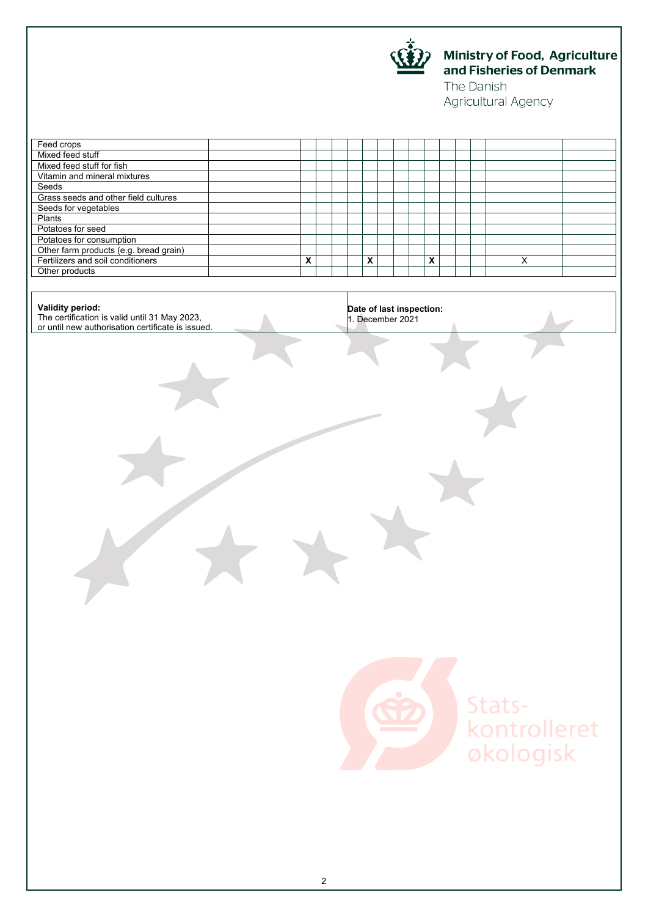| | | | | | | | | | | | | | | | |
|---|---|---|---|---|---|---|---|---|---|---|---|---|---|---|---|
| Feed crops | | | | | | | | | | | | | | | |
| Mixed feed stuff | | | | | | | | | | | | | | | |
| Mixed feed stuff for fish | | | | | | | | | | | | | | | |
| Vitamin and mineral mixtures | | | | | | | | | | | | | | | |
| Seeds | | | | | | | | | | | | | | | |
| Grass seeds and other field cultures | | | | | | | | | | | | | | | |
| Seeds for vegetables | | | | | | | | | | | | | | | |
| Plants | | | | | | | | | | | | | | | |
| Potatoes for seed | | | | | | | | | | | | | | | |
| Potatoes for consumption | | | | | | | | | | | | | | | |
| Other farm products (e.g. bread grain) | | | | | | | | | | | | | | | |
| Fertilizers and soil conditioners | | **X** | | | | **X** | | | | **X** | | | | X | |
| Other products | | | | | | | | | | | | | | | |

| **Validity period:**<br>The certification is valid until 31 May 2023,<br>or until new authorisation certificate is issued. | **Date of last inspection:**<br>1. December 2021 |
|---|---|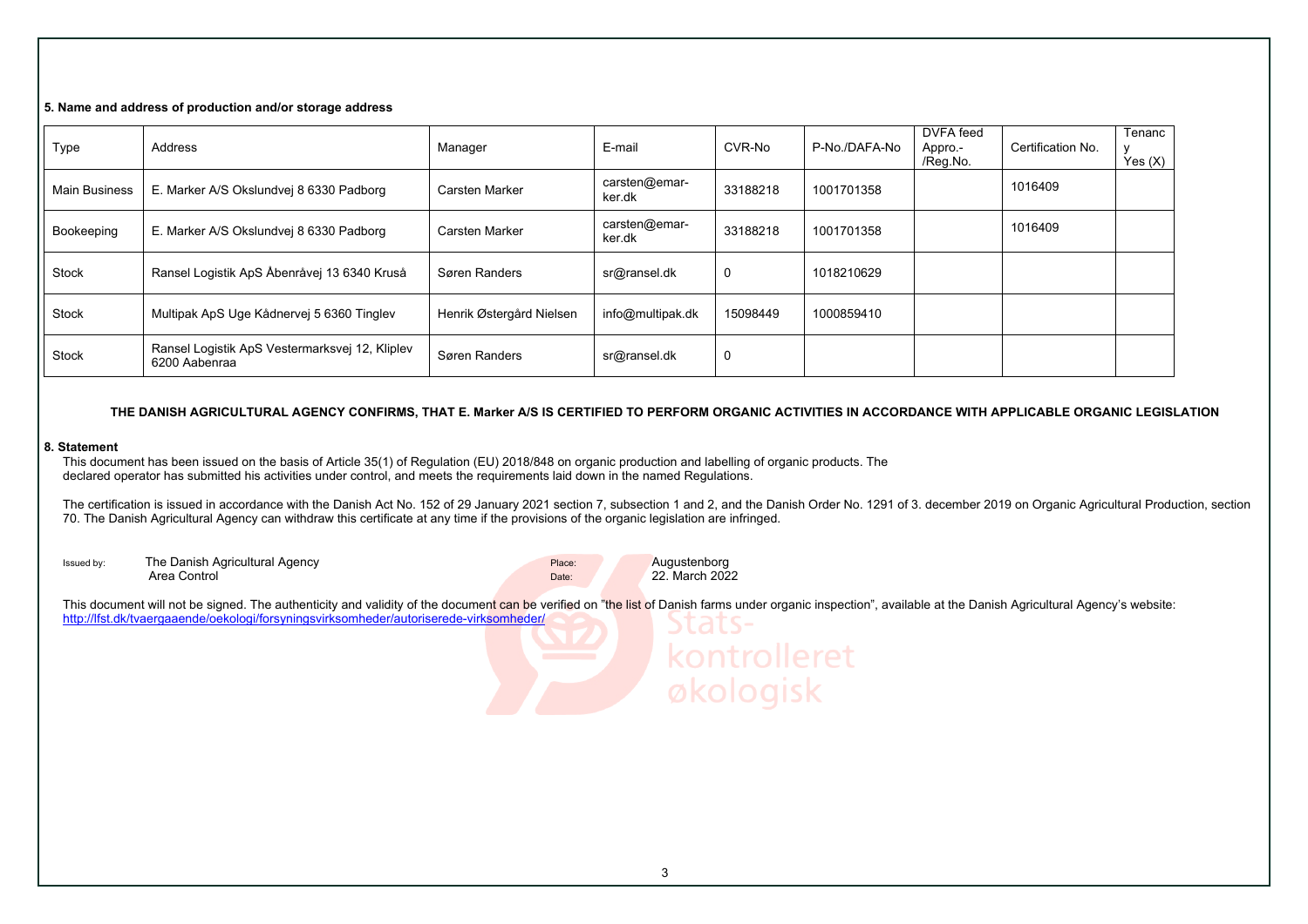**5. Name and address of production and/or storage address**

| Type | Address | Manager | E-mail | CVR-No | P-No./DAFA-No | DVFA feed Appro.- /Reg.No. | Certification No. | Tenancy Yes (X) |
|---|---|---|---|---|---|---|---|---|
| Main Business | E. Marker A/S Okslundvej 8 6330 Padborg | Carsten Marker | carsten@emar-ker.dk | 33188218 | 1001701358 | | 1016409 | |
| Bookeeping | E. Marker A/S Okslundvej 8 6330 Padborg | Carsten Marker | carsten@emar-ker.dk | 33188218 | 1001701358 | | 1016409 | |
| Stock | Ransel Logistik ApS Åbenråvej 13 6340 Kruså | Søren Randers | sr@ransel.dk | 0 | 1018210629 | | | |
| Stock | Multipak ApS Uge Kådnervej 5 6360 Tinglev | Henrik Østergård Nielsen | info@multipak.dk | 15098449 | 1000859410 | | | |
| Stock | Ransel Logistik ApS Vestermarksvej 12, Kliplev 6200 Aabenraa | Søren Randers | sr@ransel.dk | 0 | | | | |

**THE DANISH AGRICULTURAL AGENCY CONFIRMS, THAT E. Marker A/S IS CERTIFIED TO PERFORM ORGANIC ACTIVITIES IN ACCORDANCE WITH APPLICABLE ORGANIC LEGISLATION**

**8. Statement**

This document has been issued on the basis of Article 35(1) of Regulation (EU) 2018/848 on organic production and labelling of organic products. The declared operator has submitted his activities under control, and meets the requirements laid down in the named Regulations.

The certification is issued in accordance with the Danish Act No. 152 of 29 January 2021 section 7, subsection 1 and 2, and the Danish Order No. 1291 of 3. december 2019 on Organic Agricultural Production, section 70. The Danish Agricultural Agency can withdraw this certificate at any time if the provisions of the organic legislation are infringed.

Issued by: The Danish Agricultural Agency
Area Control

Place: Augustenborg
Date: 22. March 2022

This document will not be signed. The authenticity and validity of the document can be verified on "the list of Danish farms under organic inspection", available at the Danish Agricultural Agency's website: http://lfst.dk/tvaergaaende/oekologi/forsyningsvirksomheder/autoriserede-virksomheder/

Stats-
kontrolleret
økologisk